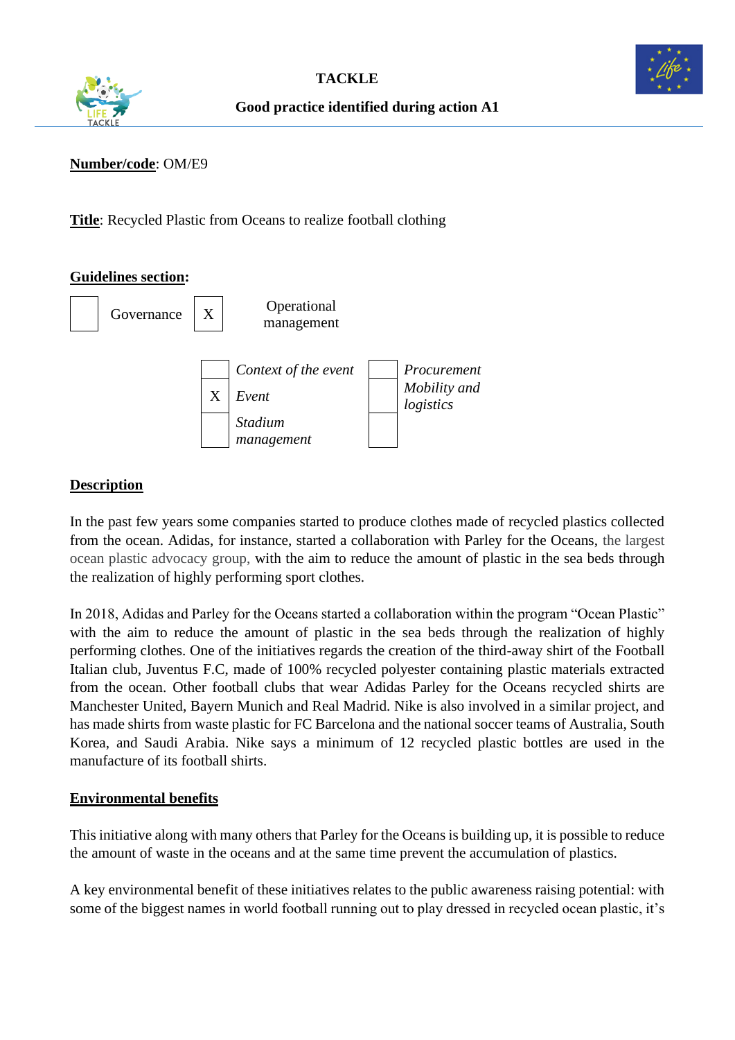**TACKLE**

**Good practice identified during action A1**

**Number/code**: OM/E9

**Title**: Recycled Plastic from Oceans to realize football clothing

**Guidelines section:**

| | | | |
|---|---|---|---|
| | Governance | X | Operational management |

| | | | |
|---|---|---|---|
| | *Context of the event* | | *Procurement* |
| X | *Event* | | *Mobility and logistics* |
| | *Stadium management* | | |

**Description**

In the past few years some companies started to produce clothes made of recycled plastics collected from the ocean. Adidas, for instance, started a collaboration with Parley for the Oceans, the largest ocean plastic advocacy group, with the aim to reduce the amount of plastic in the sea beds through the realization of highly performing sport clothes.

In 2018, Adidas and Parley for the Oceans started a collaboration within the program "Ocean Plastic" with the aim to reduce the amount of plastic in the sea beds through the realization of highly performing clothes. One of the initiatives regards the creation of the third-away shirt of the Football Italian club, Juventus F.C, made of 100% recycled polyester containing plastic materials extracted from the ocean. Other football clubs that wear Adidas Parley for the Oceans recycled shirts are Manchester United, Bayern Munich and Real Madrid. Nike is also involved in a similar project, and has made shirts from waste plastic for FC Barcelona and the national soccer teams of Australia, South Korea, and Saudi Arabia. Nike says a minimum of 12 recycled plastic bottles are used in the manufacture of its football shirts.

**Environmental benefits**

This initiative along with many others that Parley for the Oceans is building up, it is possible to reduce the amount of waste in the oceans and at the same time prevent the accumulation of plastics.

A key environmental benefit of these initiatives relates to the public awareness raising potential: with some of the biggest names in world football running out to play dressed in recycled ocean plastic, it's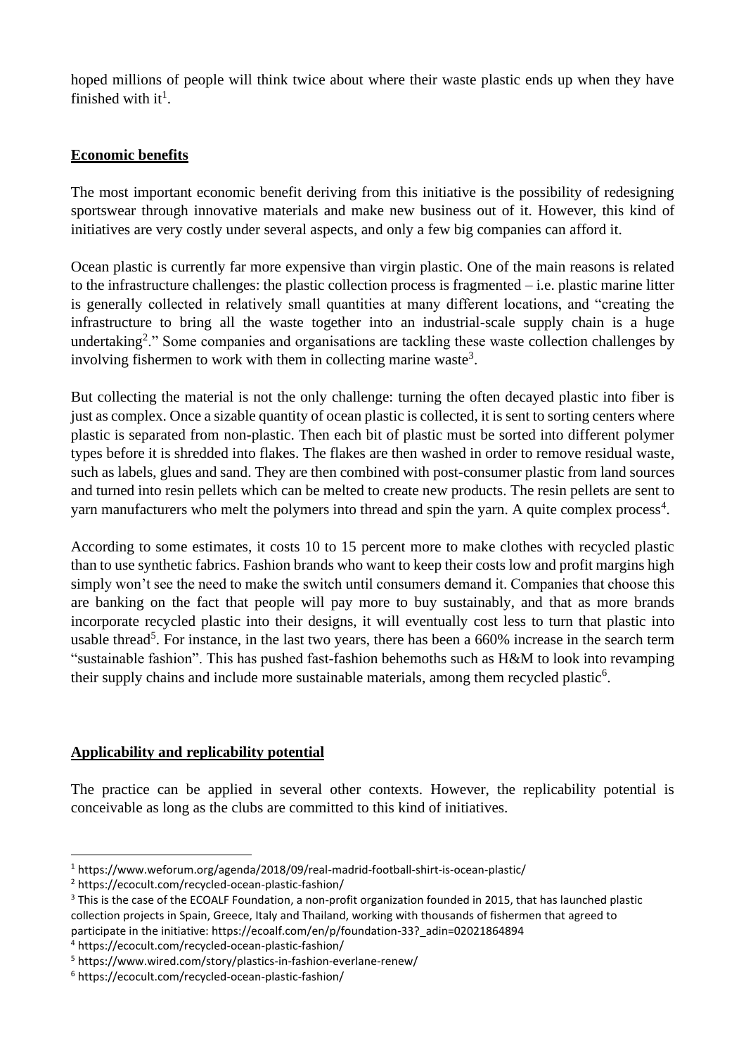hoped millions of people will think twice about where their waste plastic ends up when they have finished with it[1].

**Economic benefits**

The most important economic benefit deriving from this initiative is the possibility of redesigning sportswear through innovative materials and make new business out of it. However, this kind of initiatives are very costly under several aspects, and only a few big companies can afford it.

Ocean plastic is currently far more expensive than virgin plastic. One of the main reasons is related to the infrastructure challenges: the plastic collection process is fragmented – i.e. plastic marine litter is generally collected in relatively small quantities at many different locations, and "creating the infrastructure to bring all the waste together into an industrial-scale supply chain is a huge undertaking[2]." Some companies and organisations are tackling these waste collection challenges by involving fishermen to work with them in collecting marine waste[3].

But collecting the material is not the only challenge: turning the often decayed plastic into fiber is just as complex. Once a sizable quantity of ocean plastic is collected, it is sent to sorting centers where plastic is separated from non-plastic. Then each bit of plastic must be sorted into different polymer types before it is shredded into flakes. The flakes are then washed in order to remove residual waste, such as labels, glues and sand. They are then combined with post-consumer plastic from land sources and turned into resin pellets which can be melted to create new products. The resin pellets are sent to yarn manufacturers who melt the polymers into thread and spin the yarn. A quite complex process[4].

According to some estimates, it costs 10 to 15 percent more to make clothes with recycled plastic than to use synthetic fabrics. Fashion brands who want to keep their costs low and profit margins high simply won't see the need to make the switch until consumers demand it. Companies that choose this are banking on the fact that people will pay more to buy sustainably, and that as more brands incorporate recycled plastic into their designs, it will eventually cost less to turn that plastic into usable thread[5]. For instance, in the last two years, there has been a 660% increase in the search term "sustainable fashion". This has pushed fast-fashion behemoths such as H&M to look into revamping their supply chains and include more sustainable materials, among them recycled plastic[6].

**Applicability and replicability potential**

The practice can be applied in several other contexts. However, the replicability potential is conceivable as long as the clubs are committed to this kind of initiatives.

---

[1] https://www.weforum.org/agenda/2018/09/real-madrid-football-shirt-is-ocean-plastic/

[2] https://ecocult.com/recycled-ocean-plastic-fashion/

[3] This is the case of the ECOALF Foundation, a non-profit organization founded in 2015, that has launched plastic collection projects in Spain, Greece, Italy and Thailand, working with thousands of fishermen that agreed to participate in the initiative: https://ecoalf.com/en/p/foundation-33?_adin=02021864894

[4] https://ecocult.com/recycled-ocean-plastic-fashion/

[5] https://www.wired.com/story/plastics-in-fashion-everlane-renew/

[6] https://ecocult.com/recycled-ocean-plastic-fashion/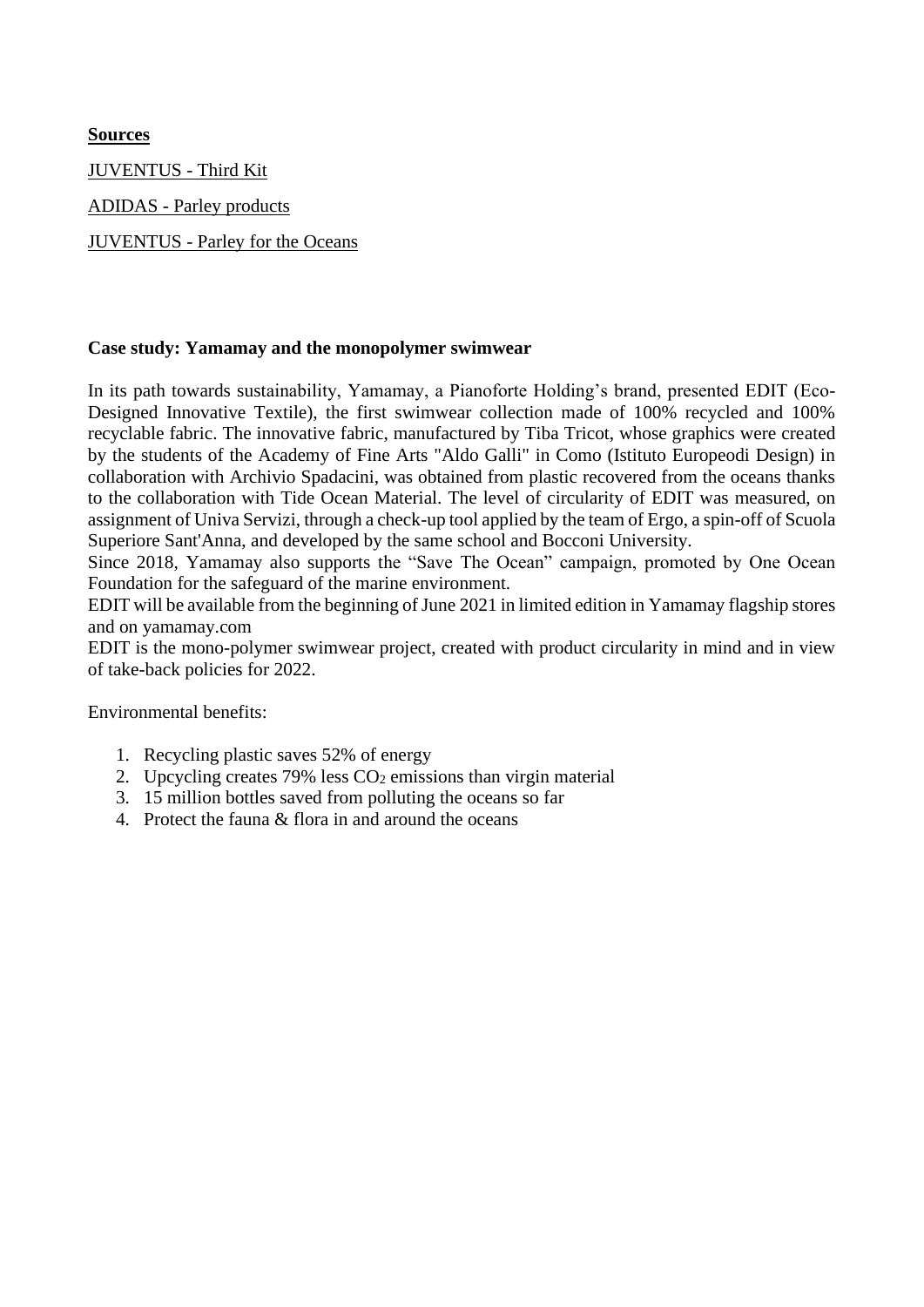**Sources**

JUVENTUS - Third Kit

ADIDAS - Parley products

JUVENTUS - Parley for the Oceans

**Case study: Yamamay and the monopolymer swimwear**

In its path towards sustainability, Yamamay, a Pianoforte Holding's brand, presented EDIT (Eco-Designed Innovative Textile), the first swimwear collection made of 100% recycled and 100% recyclable fabric. The innovative fabric, manufactured by Tiba Tricot, whose graphics were created by the students of the Academy of Fine Arts "Aldo Galli" in Como (Istituto Europeodi Design) in collaboration with Archivio Spadacini, was obtained from plastic recovered from the oceans thanks to the collaboration with Tide Ocean Material. The level of circularity of EDIT was measured, on assignment of Univa Servizi, through a check-up tool applied by the team of Ergo, a spin-off of Scuola Superiore Sant'Anna, and developed by the same school and Bocconi University.
Since 2018, Yamamay also supports the "Save The Ocean" campaign, promoted by One Ocean Foundation for the safeguard of the marine environment.
EDIT will be available from the beginning of June 2021 in limited edition in Yamamay flagship stores and on yamamay.com
EDIT is the mono-polymer swimwear project, created with product circularity in mind and in view of take-back policies for 2022.

Environmental benefits:

1. Recycling plastic saves 52% of energy
2. Upcycling creates 79% less $CO_2$ emissions than virgin material
3. 15 million bottles saved from polluting the oceans so far
4. Protect the fauna & flora in and around the oceans